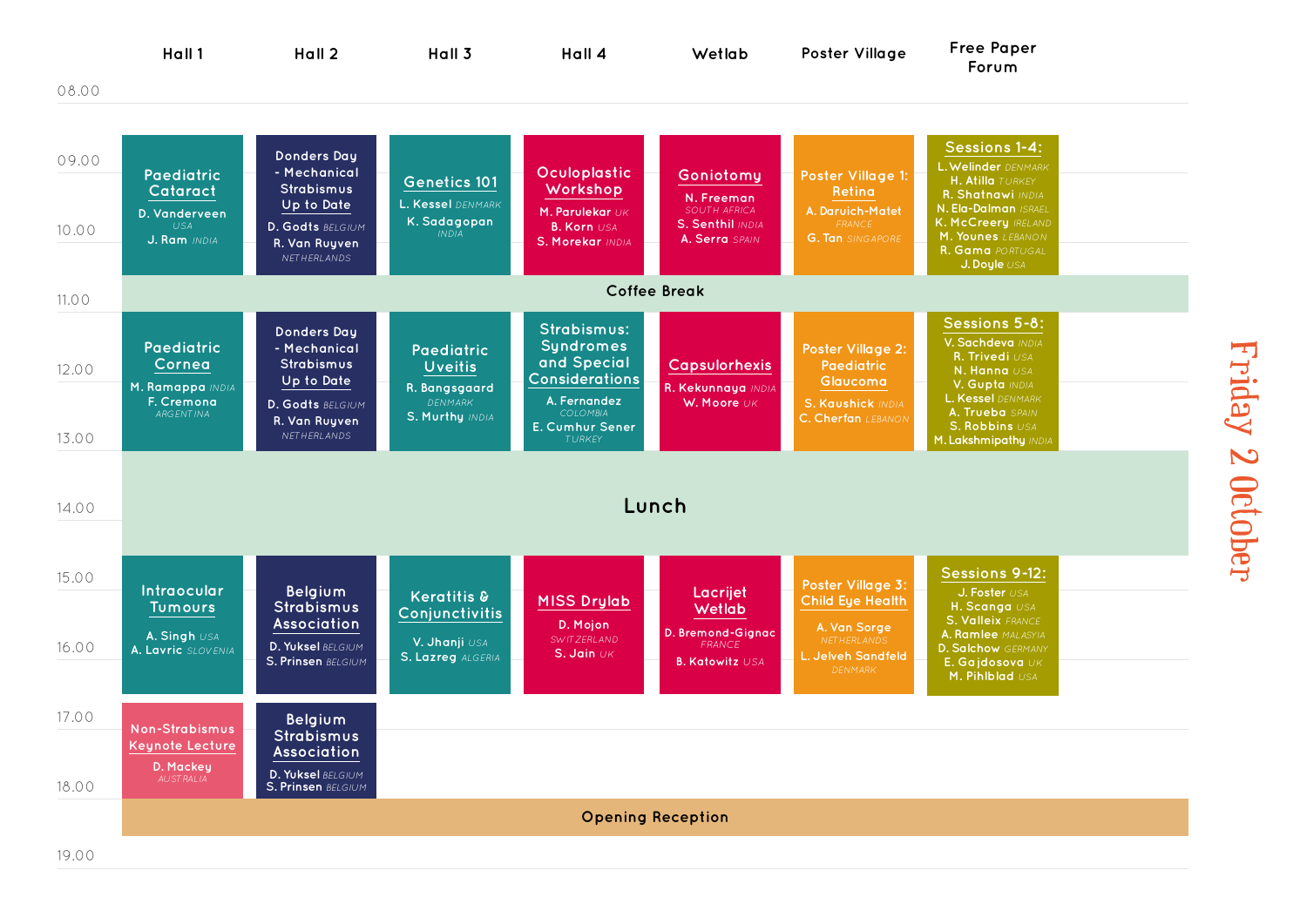# Friday 2 October

| Time | Hall 1 | Hall 2 | Hall 3 | Hall 4 | Wetlab | Poster Village | Free Paper Forum |
|---|---|---|---|---|---|---|---|
| 09.00–10.30 | **Paediatric Cataract**<br>D. Vanderveen USA<br>J. Ram INDIA | **Donders Day - Mechanical Strabismus Up to Date**<br>D. Godts BELGIUM<br>R. Van Ruyven NETHERLANDS | **Genetics 101**<br>L. Kessel DENMARK<br>K. Sadagopan INDIA | **Oculoplastic Workshop**<br>M. Parulekar UK<br>B. Korn USA<br>S. Morekar INDIA | **Goniotomy**<br>N. Freeman SOUTH AFRICA<br>S. Senthil INDIA<br>A. Serra SPAIN | **Poster Village 1: Retina**<br>A. Daruich-Matet FRANCE<br>G. Tan SINGAPORE | **Sessions 1-4:**<br>L. Welinder DENMARK<br>H. Atilla TURKEY<br>R. Shatnawi INDIA<br>N. Ela-Dalman ISRAEL<br>K. McCreery IRELAND<br>M. Younes LEBANON<br>R. Gama PORTUGAL<br>J. Doyle USA |
| 10.30–11.00 | Coffee Break | | | | | | |
| 11.00–13.00 | **Paediatric Cornea**<br>M. Ramappa INDIA<br>F. Cremona ARGENTINA | **Donders Day - Mechanical Strabismus Up to Date**<br>D. Godts BELGIUM<br>R. Van Ruyven NETHERLANDS | **Paediatric Uveitis**<br>R. Bangsgaard DENMARK<br>S. Murthy INDIA | **Strabismus: Syndromes and Special Considerations**<br>A. Fernandez COLOMBIA<br>E. Cumhur Sener TURKEY | **Capsulorhexis**<br>R. Kekunnaya INDIA<br>W. Moore UK | **Poster Village 2: Paediatric Glaucoma**<br>S. Kaushick INDIA<br>C. Cherfan LEBANON | **Sessions 5-8:**<br>V. Sachdeva INDIA<br>R. Trivedi USA<br>N. Hanna USA<br>V. Gupta INDIA<br>L. Kessel DENMARK<br>A. Trueba SPAIN<br>S. Robbins USA<br>M. Lakshmipathy INDIA |
| 13.00–14.30 | Lunch | | | | | | |
| 14.30–16.30 | **Intraocular Tumours**<br>A. Singh USA<br>A. Lavric SLOVENIA | **Belgium Strabismus Association**<br>D. Yuksel BELGIUM<br>S. Prinsen BELGIUM | **Keratitis & Conjunctivitis**<br>V. Jhanji USA<br>S. Lazreg ALGERIA | **MISS Drylab**<br>D. Mojon SWITZERLAND<br>S. Jain UK | **Lacrijet Wetlab**<br>D. Bremond-Gignac FRANCE<br>B. Katowitz USA | **Poster Village 3: Child Eye Health**<br>A. Van Sorge NETHERLANDS<br>L. Jelveh Sandfeld DENMARK | **Sessions 9-12:**<br>J. Foster USA<br>H. Scanga USA<br>S. Valleix FRANCE<br>A. Ramlee MALASYIA<br>D. Salchow GERMANY<br>E. Gajdosova UK<br>M. Pihlblad USA |
| 16.45–18.15 | **Non-Strabismus Keynote Lecture**<br>D. Mackey AUSTRALIA | **Belgium Strabismus Association**<br>D. Yuksel BELGIUM<br>S. Prinsen BELGIUM | | | | | |
| 18.15–18.45 | Opening Reception | | | | | | |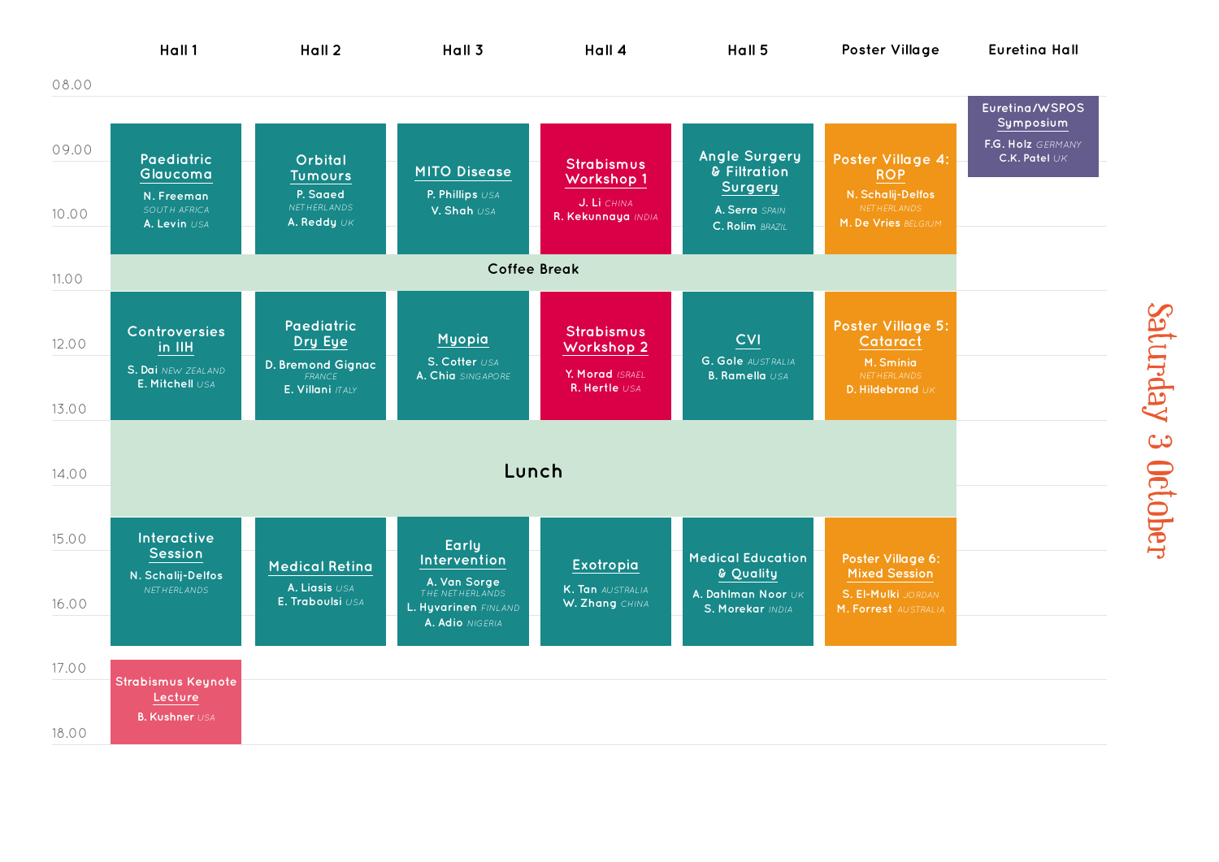# Saturday 3 October

| Time | Hall 1 | Hall 2 | Hall 3 | Hall 4 | Hall 5 | Poster Village | Euretina Hall |
|---|---|---|---|---|---|---|---|
| 08.00 | | | | | | | **Euretina/WSPOS Symposium**<br>F.G. Holz *GERMANY*<br>C.K. Patel *UK* |
| 09.00–10.00 | **Paediatric Glaucoma**<br>N. Freeman *SOUTH AFRICA*<br>A. Levin *USA* | **Orbital Tumours**<br>P. Saaed *NETHERLANDS*<br>A. Reddy *UK* | **MITO Disease**<br>P. Phillips *USA*<br>V. Shah *USA* | **Strabismus Workshop 1**<br>J. Li *CHINA*<br>R. Kekunnaya *INDIA* | **Angle Surgery & Filtration Surgery**<br>A. Serra *SPAIN*<br>C. Rolim *BRAZIL* | **Poster Village 4: ROP**<br>N. Schalij-Delfos *NETHERLANDS*<br>M. De Vries *BELGIUM* | |
| 11.00 | Coffee Break | | | | | | |
| 11.00–13.00 | **Controversies in IIH**<br>S. Dai *NEW ZEALAND*<br>E. Mitchell *USA* | **Paediatric Dry Eye**<br>D. Bremond Gignac *FRANCE*<br>E. Villani *ITALY* | **Myopia**<br>S. Cotter *USA*<br>A. Chia *SINGAPORE* | **Strabismus Workshop 2**<br>Y. Morad *ISRAEL*<br>R. Hertle *USA* | **CVI**<br>G. Gole *AUSTRALIA*<br>B. Ramella *USA* | **Poster Village 5: Cataract**<br>M. Sminia *NETHERLANDS*<br>D. Hildebrand *UK* | |
| 13.00–14.00 | Lunch | | | | | | |
| 15.00–16.00 | **Interactive Session**<br>N. Schalij-Delfos *NETHERLANDS* | **Medical Retina**<br>A. Liasis *USA*<br>E. Traboulsi *USA* | **Early Intervention**<br>A. Van Sorge *THE NETHERLANDS*<br>L. Hyvarinen *FINLAND*<br>A. Adio *NIGERIA* | **Exotropia**<br>K. Tan *AUSTRALIA*<br>W. Zhang *CHINA* | **Medical Education & Quality**<br>A. Dahlman Noor *UK*<br>S. Morekar *INDIA* | **Poster Village 6: Mixed Session**<br>S. El-Mulki *JORDAN*<br>M. Forrest *AUSTRALIA* | |
| 17.00–18.00 | **Strabismus Keynote Lecture**<br>B. Kushner *USA* | | | | | | |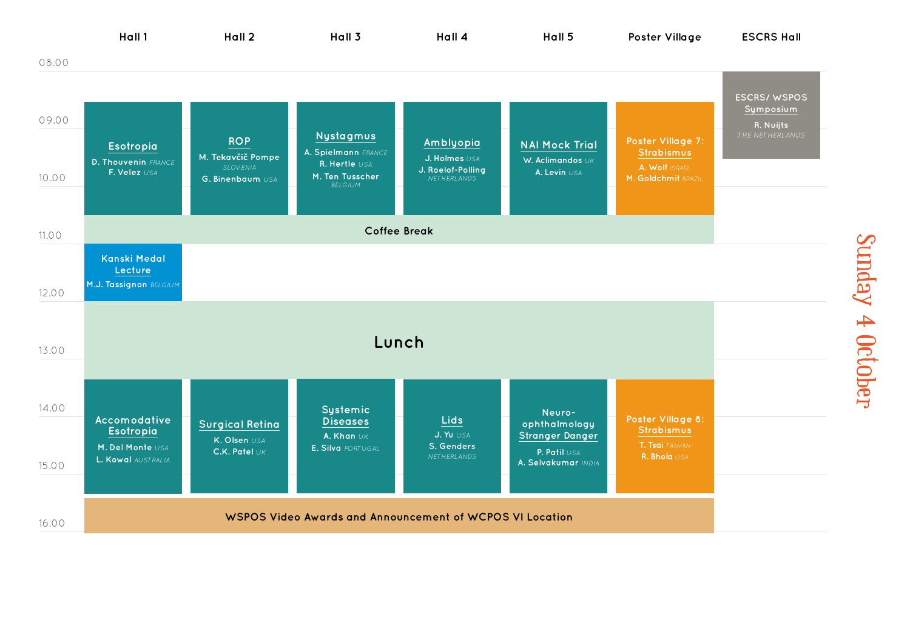# Sunday 4 October

| Time | Hall 1 | Hall 2 | Hall 3 | Hall 4 | Hall 5 | Poster Village | ESCRS Hall |
|---|---|---|---|---|---|---|---|
| 08.00 | | | | | | | **ESCRS/ WSPOS Symposium** R. Nuijts *THE NETHERLANDS* |
| 09.00 – 10.30 | **Esotropia** D. Thouvenin *FRANCE* F. Velez *USA* | **ROP** M. Tekavčič Pompe *SLOVENIA* G. Binenbaum *USA* | **Nystagmus** A. Spielmann *FRANCE* R. Hertle *USA* M. Ten Tusscher *BELGIUM* | **Amblyopia** J. Holmes *USA* J. Roelof-Polling *NETHERLANDS* | **NAI Mock Trial** W. Aclimandos *UK* A. Levin *USA* | **Poster Village 7: Strabismus** A. Wolf *ISRAEL* M. Goldchmit *BRAZIL* | |
| 10.30 – 11.00 | Coffee Break | | | | | | |
| 11.00 – 12.00 | **Kanski Medal Lecture** M.J. Tassignon *BELGIUM* | | | | | | |
| 12.00 – 13.30 | Lunch | | | | | | |
| 13.30 – 15.30 | **Accomodative Esotropia** M. Del Monte *USA* L. Kowal *AUSTRALIA* | **Surgical Retina** K. Olsen *USA* C.K. Patel *UK* | **Systemic Diseases** A. Khan *UK* E. Silva *PORTUGAL* | **Lids** J. Yu *USA* S. Genders *NETHERLANDS* | **Neuro-ophthalmology Stranger Danger** P. Patil *USA* A. Selvakumar *INDIA* | **Poster Village 8: Strabismus** T. Tsai *TAIWAN* R. Bhola *USA* | |
| 15.30 – 16.00 | WSPOS Video Awards and Announcement of WCPOS VI Location | | | | | | |